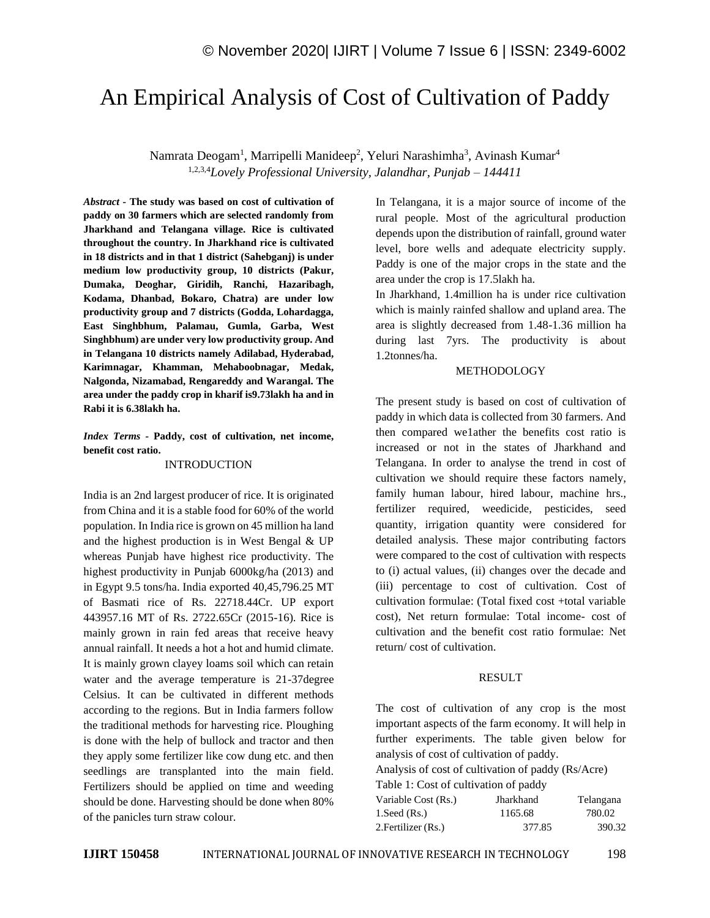# An Empirical Analysis of Cost of Cultivation of Paddy

Namrata Deogam[1], Marripelli Manideep[2], Yeluri Narashimha[3], Avinash Kumar[4]

[1,2,3,4]*Lovely Professional University, Jalandhar, Punjab – 144411*

***Abstract* - The study was based on cost of cultivation of paddy on 30 farmers which are selected randomly from Jharkhand and Telangana village. Rice is cultivated throughout the country. In Jharkhand rice is cultivated in 18 districts and in that 1 district (Sahebganj) is under medium low productivity group, 10 districts (Pakur, Dumaka, Deoghar, Giridih, Ranchi, Hazaribagh, Kodama, Dhanbad, Bokaro, Chatra) are under low productivity group and 7 districts (Godda, Lohardagga, East Singhbhum, Palamau, Gumla, Garba, West Singhbhum) are under very low productivity group. And in Telangana 10 districts namely Adilabad, Hyderabad, Karimnagar, Khamman, Mehaboobnagar, Medak, Nalgonda, Nizamabad, Rengareddy and Warangal. The area under the paddy crop in kharif is9.73lakh ha and in Rabi it is 6.38lakh ha.**

***Index Terms* - Paddy, cost of cultivation, net income, benefit cost ratio.**

## INTRODUCTION

India is an 2nd largest producer of rice. It is originated from China and it is a stable food for 60% of the world population. In India rice is grown on 45 million ha land and the highest production is in West Bengal & UP whereas Punjab have highest rice productivity. The highest productivity in Punjab 6000kg/ha (2013) and in Egypt 9.5 tons/ha. India exported 40,45,796.25 MT of Basmati rice of Rs. 22718.44Cr. UP export 443957.16 MT of Rs. 2722.65Cr (2015-16). Rice is mainly grown in rain fed areas that receive heavy annual rainfall. It needs a hot a hot and humid climate. It is mainly grown clayey loams soil which can retain water and the average temperature is 21-37degree Celsius. It can be cultivated in different methods according to the regions. But in India farmers follow the traditional methods for harvesting rice. Ploughing is done with the help of bullock and tractor and then they apply some fertilizer like cow dung etc. and then seedlings are transplanted into the main field. Fertilizers should be applied on time and weeding should be done. Harvesting should be done when 80% of the panicles turn straw colour.

In Telangana, it is a major source of income of the rural people. Most of the agricultural production depends upon the distribution of rainfall, ground water level, bore wells and adequate electricity supply. Paddy is one of the major crops in the state and the area under the crop is 17.5lakh ha.

In Jharkhand, 1.4million ha is under rice cultivation which is mainly rainfed shallow and upland area. The area is slightly decreased from 1.48-1.36 million ha during last 7yrs. The productivity is about 1.2tonnes/ha.

## METHODOLOGY

The present study is based on cost of cultivation of paddy in which data is collected from 30 farmers. And then compared we1ather the benefits cost ratio is increased or not in the states of Jharkhand and Telangana. In order to analyse the trend in cost of cultivation we should require these factors namely, family human labour, hired labour, machine hrs., fertilizer required, weedicide, pesticides, seed quantity, irrigation quantity were considered for detailed analysis. These major contributing factors were compared to the cost of cultivation with respects to (i) actual values, (ii) changes over the decade and (iii) percentage to cost of cultivation. Cost of cultivation formulae: (Total fixed cost +total variable cost), Net return formulae: Total income- cost of cultivation and the benefit cost ratio formulae: Net return/ cost of cultivation.

## RESULT

The cost of cultivation of any crop is the most important aspects of the farm economy. It will help in further experiments. The table given below for analysis of cost of cultivation of paddy.

Analysis of cost of cultivation of paddy (Rs/Acre)

Table 1: Cost of cultivation of paddy

| Variable Cost (Rs.) | Jharkhand | Telangana |
|---|---|---|
| 1.Seed (Rs.) | 1165.68 | 780.02 |
| 2.Fertilizer (Rs.) | 377.85 | 390.32 |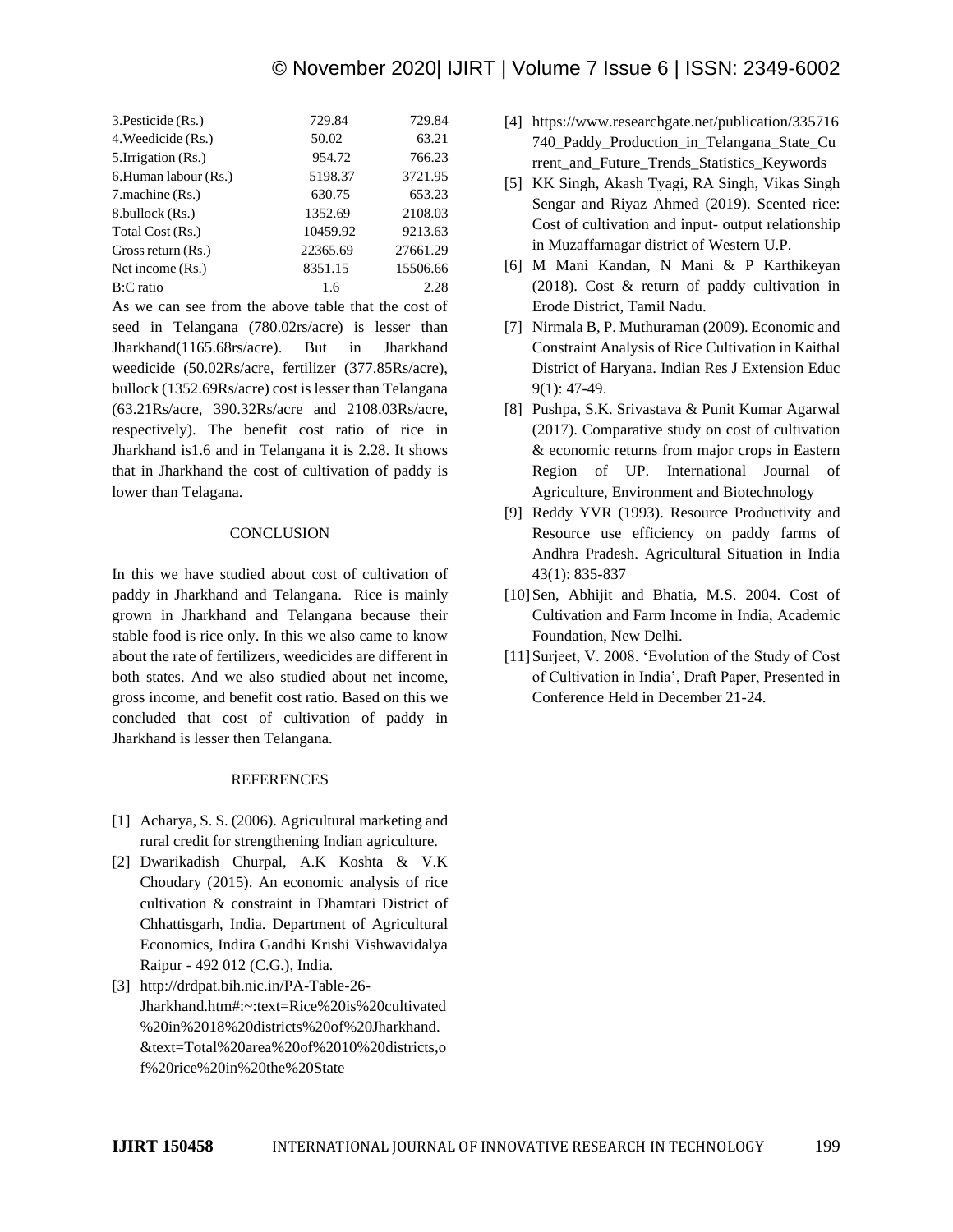| | | |
|---|---|---|
| 3.Pesticide (Rs.) | 729.84 | 729.84 |
| 4.Weedicide (Rs.) | 50.02 | 63.21 |
| 5.Irrigation (Rs.) | 954.72 | 766.23 |
| 6.Human labour (Rs.) | 5198.37 | 3721.95 |
| 7.machine (Rs.) | 630.75 | 653.23 |
| 8.bullock (Rs.) | 1352.69 | 2108.03 |
| Total Cost (Rs.) | 10459.92 | 9213.63 |
| Gross return (Rs.) | 22365.69 | 27661.29 |
| Net income (Rs.) | 8351.15 | 15506.66 |
| B:C ratio | 1.6 | 2.28 |

As we can see from the above table that the cost of seed in Telangana (780.02rs/acre) is lesser than Jharkhand(1165.68rs/acre). But in Jharkhand weedicide (50.02Rs/acre, fertilizer (377.85Rs/acre), bullock (1352.69Rs/acre) cost is lesser than Telangana (63.21Rs/acre, 390.32Rs/acre and 2108.03Rs/acre, respectively). The benefit cost ratio of rice in Jharkhand is1.6 and in Telangana it is 2.28. It shows that in Jharkhand the cost of cultivation of paddy is lower than Telagana.

## CONCLUSION

In this we have studied about cost of cultivation of paddy in Jharkhand and Telangana. Rice is mainly grown in Jharkhand and Telangana because their stable food is rice only. In this we also came to know about the rate of fertilizers, weedicides are different in both states. And we also studied about net income, gross income, and benefit cost ratio. Based on this we concluded that cost of cultivation of paddy in Jharkhand is lesser then Telangana.

## REFERENCES

[1] Acharya, S. S. (2006). Agricultural marketing and rural credit for strengthening Indian agriculture.

[2] Dwarikadish Churpal, A.K Koshta & V.K Choudary (2015). An economic analysis of rice cultivation & constraint in Dhamtari District of Chhattisgarh, India. Department of Agricultural Economics, Indira Gandhi Krishi Vishwavidalya Raipur - 492 012 (C.G.), India.

[3] http://drdpat.bih.nic.in/PA-Table-26-Jharkhand.htm#:~:text=Rice%20is%20cultivated%20in%2018%20districts%20of%20Jharkhand.&text=Total%20area%20of%2010%20districts,of%20rice%20in%20the%20State

[4] https://www.researchgate.net/publication/335716740_Paddy_Production_in_Telangana_State_Current_and_Future_Trends_Statistics_Keywords

[5] KK Singh, Akash Tyagi, RA Singh, Vikas Singh Sengar and Riyaz Ahmed (2019). Scented rice: Cost of cultivation and input- output relationship in Muzaffarnagar district of Western U.P.

[6] M Mani Kandan, N Mani & P Karthikeyan (2018). Cost & return of paddy cultivation in Erode District, Tamil Nadu.

[7] Nirmala B, P. Muthuraman (2009). Economic and Constraint Analysis of Rice Cultivation in Kaithal District of Haryana. Indian Res J Extension Educ 9(1): 47-49.

[8] Pushpa, S.K. Srivastava & Punit Kumar Agarwal (2017). Comparative study on cost of cultivation & economic returns from major crops in Eastern Region of UP. International Journal of Agriculture, Environment and Biotechnology

[9] Reddy YVR (1993). Resource Productivity and Resource use efficiency on paddy farms of Andhra Pradesh. Agricultural Situation in India 43(1): 835-837

[10] Sen, Abhijit and Bhatia, M.S. 2004. Cost of Cultivation and Farm Income in India, Academic Foundation, New Delhi.

[11] Surjeet, V. 2008. 'Evolution of the Study of Cost of Cultivation in India', Draft Paper, Presented in Conference Held in December 21-24.